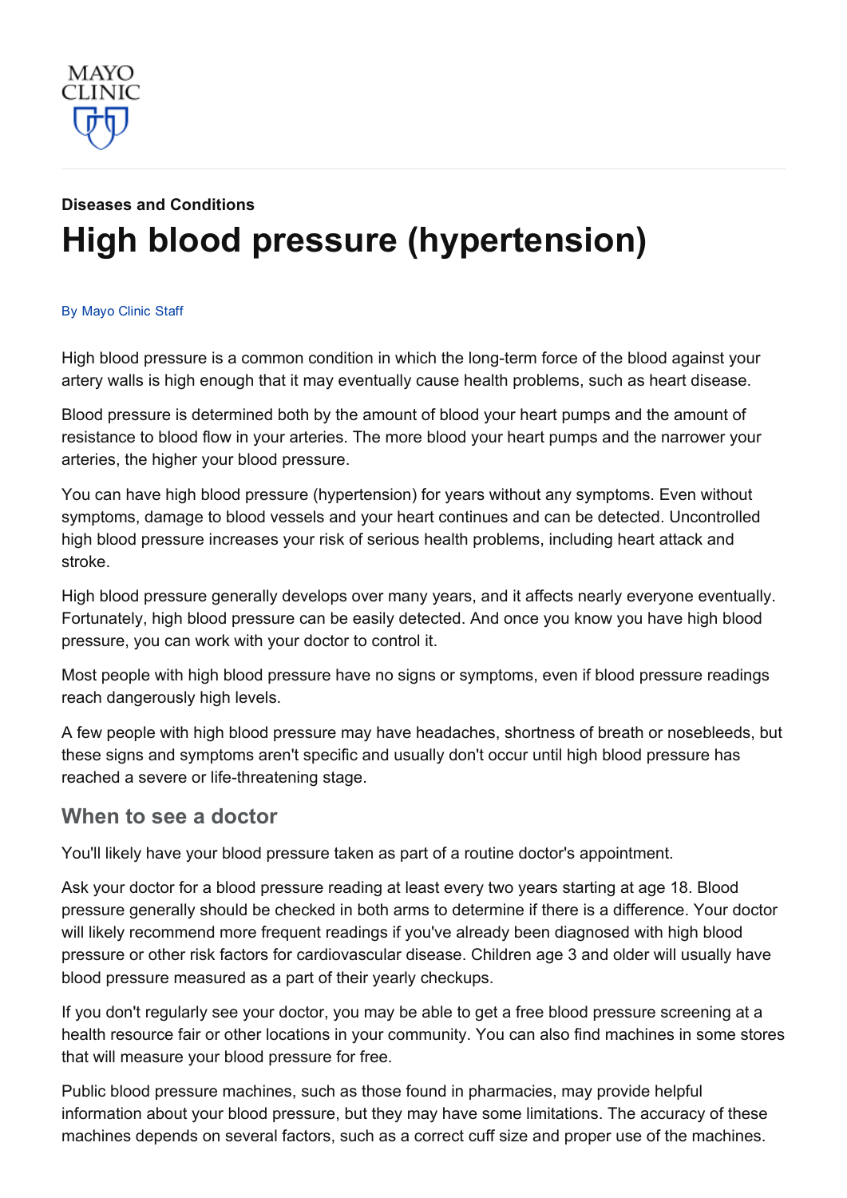MAYO CLINIC

Diseases and Conditions

# High blood pressure (hypertension)

By Mayo Clinic Staff

High blood pressure is a common condition in which the long-term force of the blood against your artery walls is high enough that it may eventually cause health problems, such as heart disease.

Blood pressure is determined both by the amount of blood your heart pumps and the amount of resistance to blood flow in your arteries. The more blood your heart pumps and the narrower your arteries, the higher your blood pressure.

You can have high blood pressure (hypertension) for years without any symptoms. Even without symptoms, damage to blood vessels and your heart continues and can be detected. Uncontrolled high blood pressure increases your risk of serious health problems, including heart attack and stroke.

High blood pressure generally develops over many years, and it affects nearly everyone eventually. Fortunately, high blood pressure can be easily detected. And once you know you have high blood pressure, you can work with your doctor to control it.

Most people with high blood pressure have no signs or symptoms, even if blood pressure readings reach dangerously high levels.

A few people with high blood pressure may have headaches, shortness of breath or nosebleeds, but these signs and symptoms aren't specific and usually don't occur until high blood pressure has reached a severe or life-threatening stage.

## When to see a doctor

You'll likely have your blood pressure taken as part of a routine doctor's appointment.

Ask your doctor for a blood pressure reading at least every two years starting at age 18. Blood pressure generally should be checked in both arms to determine if there is a difference. Your doctor will likely recommend more frequent readings if you've already been diagnosed with high blood pressure or other risk factors for cardiovascular disease. Children age 3 and older will usually have blood pressure measured as a part of their yearly checkups.

If you don't regularly see your doctor, you may be able to get a free blood pressure screening at a health resource fair or other locations in your community. You can also find machines in some stores that will measure your blood pressure for free.

Public blood pressure machines, such as those found in pharmacies, may provide helpful information about your blood pressure, but they may have some limitations. The accuracy of these machines depends on several factors, such as a correct cuff size and proper use of the machines.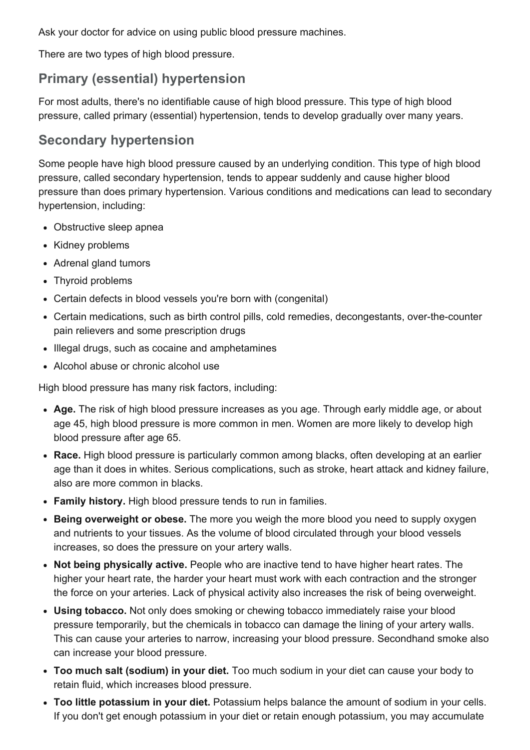Ask your doctor for advice on using public blood pressure machines.

There are two types of high blood pressure.

## Primary (essential) hypertension

For most adults, there's no identifiable cause of high blood pressure. This type of high blood pressure, called primary (essential) hypertension, tends to develop gradually over many years.

## Secondary hypertension

Some people have high blood pressure caused by an underlying condition. This type of high blood pressure, called secondary hypertension, tends to appear suddenly and cause higher blood pressure than does primary hypertension. Various conditions and medications can lead to secondary hypertension, including:

- Obstructive sleep apnea
- Kidney problems
- Adrenal gland tumors
- Thyroid problems
- Certain defects in blood vessels you're born with (congenital)
- Certain medications, such as birth control pills, cold remedies, decongestants, over-the-counter pain relievers and some prescription drugs
- Illegal drugs, such as cocaine and amphetamines
- Alcohol abuse or chronic alcohol use

High blood pressure has many risk factors, including:

- **Age.** The risk of high blood pressure increases as you age. Through early middle age, or about age 45, high blood pressure is more common in men. Women are more likely to develop high blood pressure after age 65.
- **Race.** High blood pressure is particularly common among blacks, often developing at an earlier age than it does in whites. Serious complications, such as stroke, heart attack and kidney failure, also are more common in blacks.
- **Family history.** High blood pressure tends to run in families.
- **Being overweight or obese.** The more you weigh the more blood you need to supply oxygen and nutrients to your tissues. As the volume of blood circulated through your blood vessels increases, so does the pressure on your artery walls.
- **Not being physically active.** People who are inactive tend to have higher heart rates. The higher your heart rate, the harder your heart must work with each contraction and the stronger the force on your arteries. Lack of physical activity also increases the risk of being overweight.
- **Using tobacco.** Not only does smoking or chewing tobacco immediately raise your blood pressure temporarily, but the chemicals in tobacco can damage the lining of your artery walls. This can cause your arteries to narrow, increasing your blood pressure. Secondhand smoke also can increase your blood pressure.
- **Too much salt (sodium) in your diet.** Too much sodium in your diet can cause your body to retain fluid, which increases blood pressure.
- **Too little potassium in your diet.** Potassium helps balance the amount of sodium in your cells. If you don't get enough potassium in your diet or retain enough potassium, you may accumulate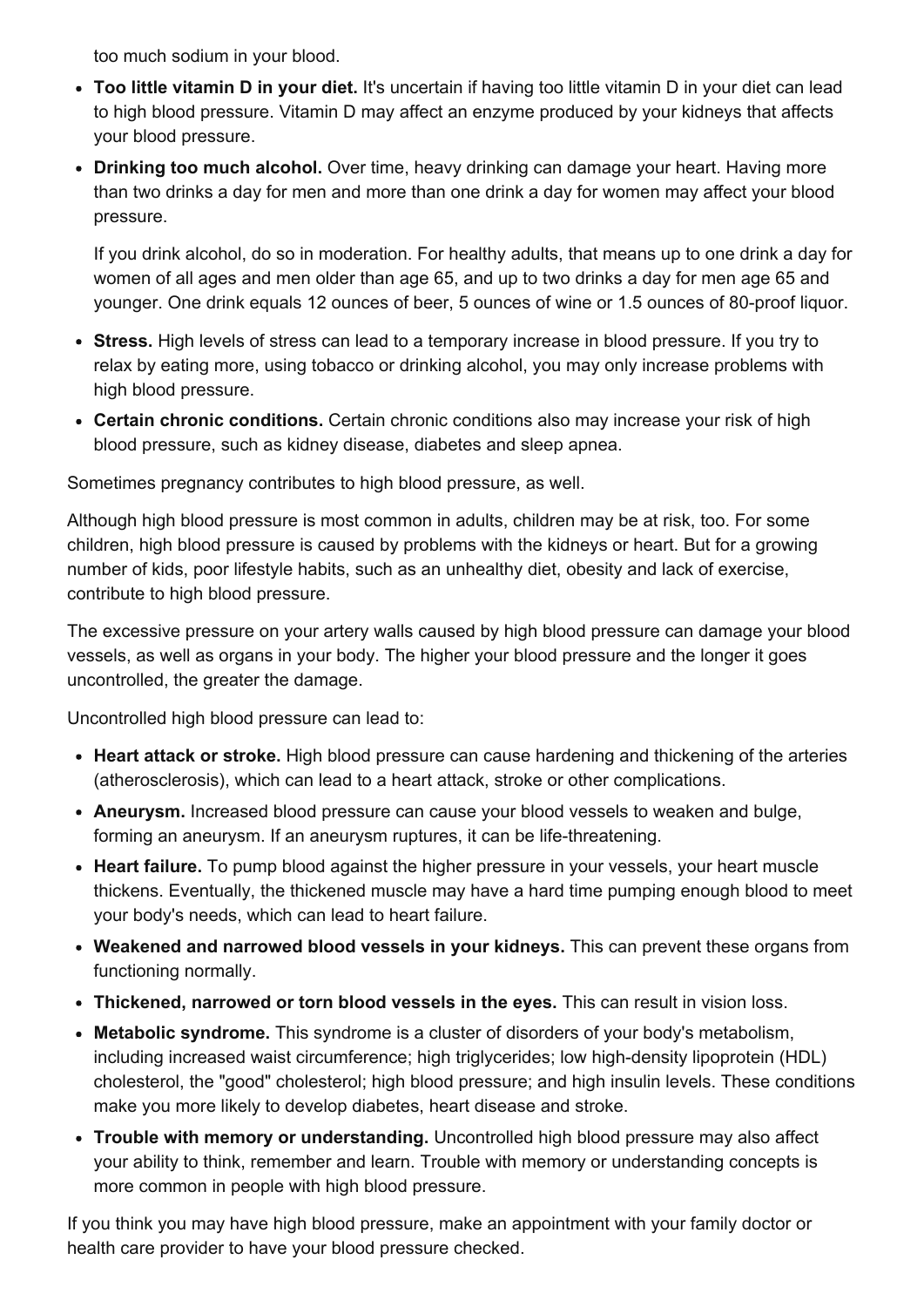too much sodium in your blood.

- **Too little vitamin D in your diet.** It's uncertain if having too little vitamin D in your diet can lead to high blood pressure. Vitamin D may affect an enzyme produced by your kidneys that affects your blood pressure.
- **Drinking too much alcohol.** Over time, heavy drinking can damage your heart. Having more than two drinks a day for men and more than one drink a day for women may affect your blood pressure.

  If you drink alcohol, do so in moderation. For healthy adults, that means up to one drink a day for women of all ages and men older than age 65, and up to two drinks a day for men age 65 and younger. One drink equals 12 ounces of beer, 5 ounces of wine or 1.5 ounces of 80-proof liquor.
- **Stress.** High levels of stress can lead to a temporary increase in blood pressure. If you try to relax by eating more, using tobacco or drinking alcohol, you may only increase problems with high blood pressure.
- **Certain chronic conditions.** Certain chronic conditions also may increase your risk of high blood pressure, such as kidney disease, diabetes and sleep apnea.

Sometimes pregnancy contributes to high blood pressure, as well.

Although high blood pressure is most common in adults, children may be at risk, too. For some children, high blood pressure is caused by problems with the kidneys or heart. But for a growing number of kids, poor lifestyle habits, such as an unhealthy diet, obesity and lack of exercise, contribute to high blood pressure.

The excessive pressure on your artery walls caused by high blood pressure can damage your blood vessels, as well as organs in your body. The higher your blood pressure and the longer it goes uncontrolled, the greater the damage.

Uncontrolled high blood pressure can lead to:

- **Heart attack or stroke.** High blood pressure can cause hardening and thickening of the arteries (atherosclerosis), which can lead to a heart attack, stroke or other complications.
- **Aneurysm.** Increased blood pressure can cause your blood vessels to weaken and bulge, forming an aneurysm. If an aneurysm ruptures, it can be life-threatening.
- **Heart failure.** To pump blood against the higher pressure in your vessels, your heart muscle thickens. Eventually, the thickened muscle may have a hard time pumping enough blood to meet your body's needs, which can lead to heart failure.
- **Weakened and narrowed blood vessels in your kidneys.** This can prevent these organs from functioning normally.
- **Thickened, narrowed or torn blood vessels in the eyes.** This can result in vision loss.
- **Metabolic syndrome.** This syndrome is a cluster of disorders of your body's metabolism, including increased waist circumference; high triglycerides; low high-density lipoprotein (HDL) cholesterol, the "good" cholesterol; high blood pressure; and high insulin levels. These conditions make you more likely to develop diabetes, heart disease and stroke.
- **Trouble with memory or understanding.** Uncontrolled high blood pressure may also affect your ability to think, remember and learn. Trouble with memory or understanding concepts is more common in people with high blood pressure.

If you think you may have high blood pressure, make an appointment with your family doctor or health care provider to have your blood pressure checked.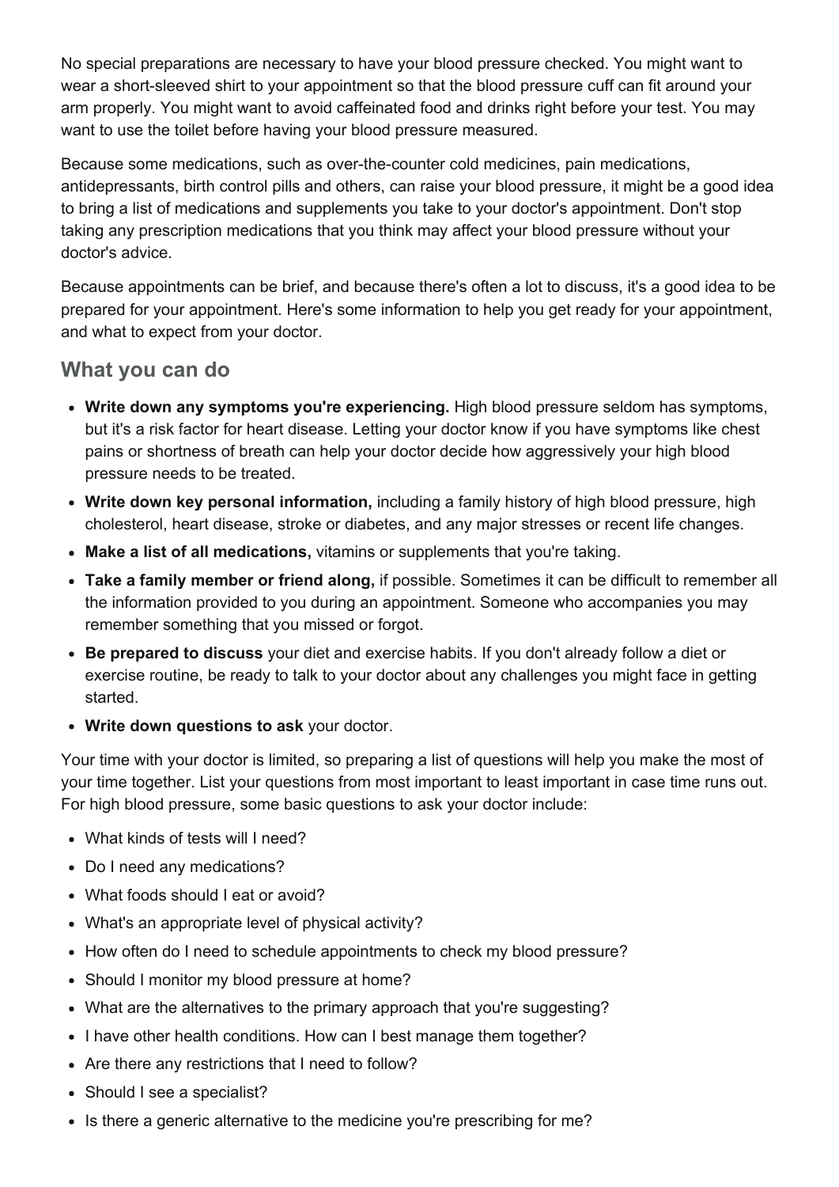No special preparations are necessary to have your blood pressure checked. You might want to wear a short-sleeved shirt to your appointment so that the blood pressure cuff can fit around your arm properly. You might want to avoid caffeinated food and drinks right before your test. You may want to use the toilet before having your blood pressure measured.

Because some medications, such as over-the-counter cold medicines, pain medications, antidepressants, birth control pills and others, can raise your blood pressure, it might be a good idea to bring a list of medications and supplements you take to your doctor's appointment. Don't stop taking any prescription medications that you think may affect your blood pressure without your doctor's advice.

Because appointments can be brief, and because there's often a lot to discuss, it's a good idea to be prepared for your appointment. Here's some information to help you get ready for your appointment, and what to expect from your doctor.

## What you can do

- **Write down any symptoms you're experiencing.** High blood pressure seldom has symptoms, but it's a risk factor for heart disease. Letting your doctor know if you have symptoms like chest pains or shortness of breath can help your doctor decide how aggressively your high blood pressure needs to be treated.
- **Write down key personal information,** including a family history of high blood pressure, high cholesterol, heart disease, stroke or diabetes, and any major stresses or recent life changes.
- **Make a list of all medications,** vitamins or supplements that you're taking.
- **Take a family member or friend along,** if possible. Sometimes it can be difficult to remember all the information provided to you during an appointment. Someone who accompanies you may remember something that you missed or forgot.
- **Be prepared to discuss** your diet and exercise habits. If you don't already follow a diet or exercise routine, be ready to talk to your doctor about any challenges you might face in getting started.
- **Write down questions to ask** your doctor.

Your time with your doctor is limited, so preparing a list of questions will help you make the most of your time together. List your questions from most important to least important in case time runs out. For high blood pressure, some basic questions to ask your doctor include:

- What kinds of tests will I need?
- Do I need any medications?
- What foods should I eat or avoid?
- What's an appropriate level of physical activity?
- How often do I need to schedule appointments to check my blood pressure?
- Should I monitor my blood pressure at home?
- What are the alternatives to the primary approach that you're suggesting?
- I have other health conditions. How can I best manage them together?
- Are there any restrictions that I need to follow?
- Should I see a specialist?
- Is there a generic alternative to the medicine you're prescribing for me?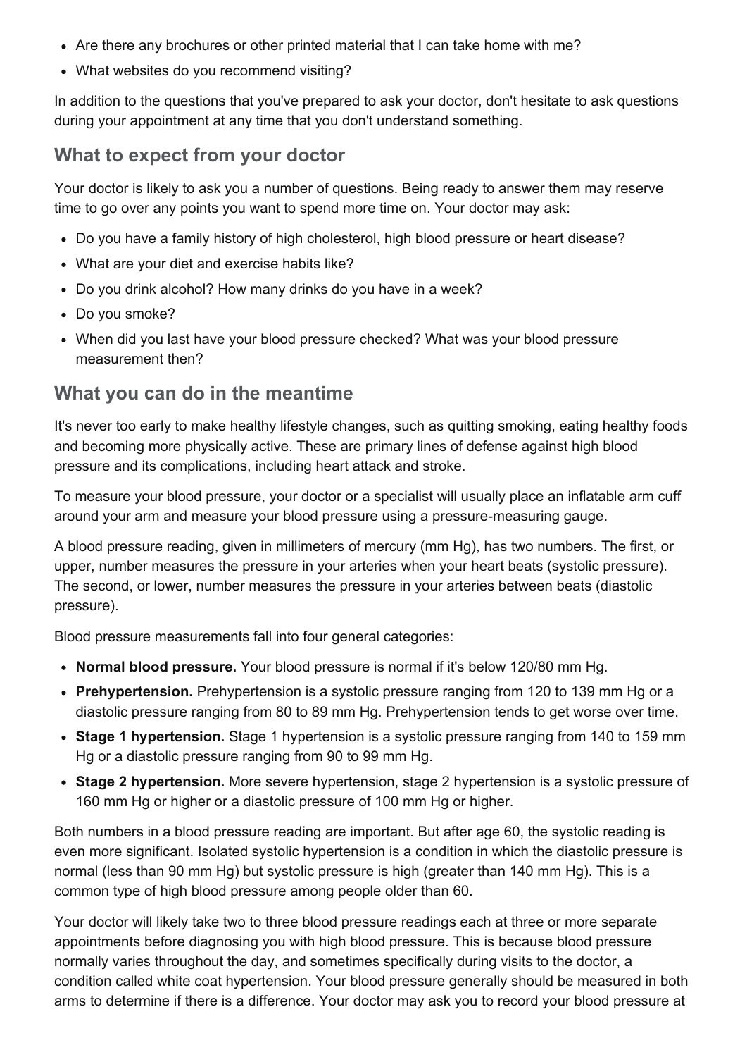- Are there any brochures or other printed material that I can take home with me?
- What websites do you recommend visiting?

In addition to the questions that you've prepared to ask your doctor, don't hesitate to ask questions during your appointment at any time that you don't understand something.

## What to expect from your doctor

Your doctor is likely to ask you a number of questions. Being ready to answer them may reserve time to go over any points you want to spend more time on. Your doctor may ask:

- Do you have a family history of high cholesterol, high blood pressure or heart disease?
- What are your diet and exercise habits like?
- Do you drink alcohol? How many drinks do you have in a week?
- Do you smoke?
- When did you last have your blood pressure checked? What was your blood pressure measurement then?

## What you can do in the meantime

It's never too early to make healthy lifestyle changes, such as quitting smoking, eating healthy foods and becoming more physically active. These are primary lines of defense against high blood pressure and its complications, including heart attack and stroke.

To measure your blood pressure, your doctor or a specialist will usually place an inflatable arm cuff around your arm and measure your blood pressure using a pressure-measuring gauge.

A blood pressure reading, given in millimeters of mercury (mm Hg), has two numbers. The first, or upper, number measures the pressure in your arteries when your heart beats (systolic pressure). The second, or lower, number measures the pressure in your arteries between beats (diastolic pressure).

Blood pressure measurements fall into four general categories:

- **Normal blood pressure.** Your blood pressure is normal if it's below 120/80 mm Hg.
- **Prehypertension.** Prehypertension is a systolic pressure ranging from 120 to 139 mm Hg or a diastolic pressure ranging from 80 to 89 mm Hg. Prehypertension tends to get worse over time.
- **Stage 1 hypertension.** Stage 1 hypertension is a systolic pressure ranging from 140 to 159 mm Hg or a diastolic pressure ranging from 90 to 99 mm Hg.
- **Stage 2 hypertension.** More severe hypertension, stage 2 hypertension is a systolic pressure of 160 mm Hg or higher or a diastolic pressure of 100 mm Hg or higher.

Both numbers in a blood pressure reading are important. But after age 60, the systolic reading is even more significant. Isolated systolic hypertension is a condition in which the diastolic pressure is normal (less than 90 mm Hg) but systolic pressure is high (greater than 140 mm Hg). This is a common type of high blood pressure among people older than 60.

Your doctor will likely take two to three blood pressure readings each at three or more separate appointments before diagnosing you with high blood pressure. This is because blood pressure normally varies throughout the day, and sometimes specifically during visits to the doctor, a condition called white coat hypertension. Your blood pressure generally should be measured in both arms to determine if there is a difference. Your doctor may ask you to record your blood pressure at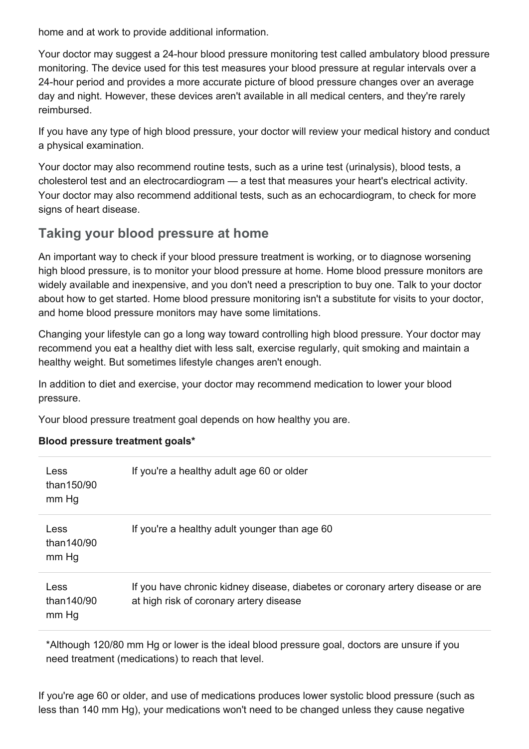home and at work to provide additional information.

Your doctor may suggest a 24-hour blood pressure monitoring test called ambulatory blood pressure monitoring. The device used for this test measures your blood pressure at regular intervals over a 24-hour period and provides a more accurate picture of blood pressure changes over an average day and night. However, these devices aren't available in all medical centers, and they're rarely reimbursed.

If you have any type of high blood pressure, your doctor will review your medical history and conduct a physical examination.

Your doctor may also recommend routine tests, such as a urine test (urinalysis), blood tests, a cholesterol test and an electrocardiogram — a test that measures your heart's electrical activity. Your doctor may also recommend additional tests, such as an echocardiogram, to check for more signs of heart disease.

## Taking your blood pressure at home

An important way to check if your blood pressure treatment is working, or to diagnose worsening high blood pressure, is to monitor your blood pressure at home. Home blood pressure monitors are widely available and inexpensive, and you don't need a prescription to buy one. Talk to your doctor about how to get started. Home blood pressure monitoring isn't a substitute for visits to your doctor, and home blood pressure monitors may have some limitations.

Changing your lifestyle can go a long way toward controlling high blood pressure. Your doctor may recommend you eat a healthy diet with less salt, exercise regularly, quit smoking and maintain a healthy weight. But sometimes lifestyle changes aren't enough.

In addition to diet and exercise, your doctor may recommend medication to lower your blood pressure.

Your blood pressure treatment goal depends on how healthy you are.

**Blood pressure treatment goals***

| | |
|---|---|
| Less than150/90 mm Hg | If you're a healthy adult age 60 or older |
| Less than140/90 mm Hg | If you're a healthy adult younger than age 60 |
| Less than140/90 mm Hg | If you have chronic kidney disease, diabetes or coronary artery disease or are at high risk of coronary artery disease |

*Although 120/80 mm Hg or lower is the ideal blood pressure goal, doctors are unsure if you need treatment (medications) to reach that level.

If you're age 60 or older, and use of medications produces lower systolic blood pressure (such as less than 140 mm Hg), your medications won't need to be changed unless they cause negative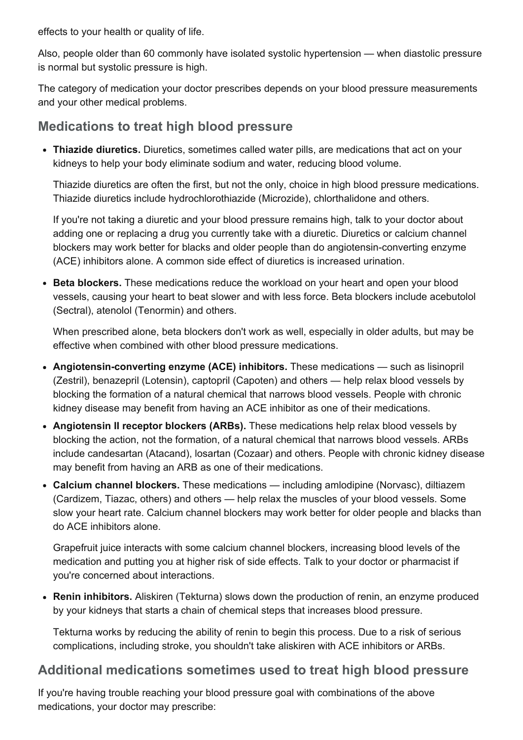effects to your health or quality of life.

Also, people older than 60 commonly have isolated systolic hypertension — when diastolic pressure is normal but systolic pressure is high.

The category of medication your doctor prescribes depends on your blood pressure measurements and your other medical problems.

## Medications to treat high blood pressure

- **Thiazide diuretics.** Diuretics, sometimes called water pills, are medications that act on your kidneys to help your body eliminate sodium and water, reducing blood volume.

  Thiazide diuretics are often the first, but not the only, choice in high blood pressure medications. Thiazide diuretics include hydrochlorothiazide (Microzide), chlorthalidone and others.

  If you're not taking a diuretic and your blood pressure remains high, talk to your doctor about adding one or replacing a drug you currently take with a diuretic. Diuretics or calcium channel blockers may work better for blacks and older people than do angiotensin-converting enzyme (ACE) inhibitors alone. A common side effect of diuretics is increased urination.

- **Beta blockers.** These medications reduce the workload on your heart and open your blood vessels, causing your heart to beat slower and with less force. Beta blockers include acebutolol (Sectral), atenolol (Tenormin) and others.

  When prescribed alone, beta blockers don't work as well, especially in older adults, but may be effective when combined with other blood pressure medications.

- **Angiotensin-converting enzyme (ACE) inhibitors.** These medications — such as lisinopril (Zestril), benazepril (Lotensin), captopril (Capoten) and others — help relax blood vessels by blocking the formation of a natural chemical that narrows blood vessels. People with chronic kidney disease may benefit from having an ACE inhibitor as one of their medications.

- **Angiotensin II receptor blockers (ARBs).** These medications help relax blood vessels by blocking the action, not the formation, of a natural chemical that narrows blood vessels. ARBs include candesartan (Atacand), losartan (Cozaar) and others. People with chronic kidney disease may benefit from having an ARB as one of their medications.

- **Calcium channel blockers.** These medications — including amlodipine (Norvasc), diltiazem (Cardizem, Tiazac, others) and others — help relax the muscles of your blood vessels. Some slow your heart rate. Calcium channel blockers may work better for older people and blacks than do ACE inhibitors alone.

  Grapefruit juice interacts with some calcium channel blockers, increasing blood levels of the medication and putting you at higher risk of side effects. Talk to your doctor or pharmacist if you're concerned about interactions.

- **Renin inhibitors.** Aliskiren (Tekturna) slows down the production of renin, an enzyme produced by your kidneys that starts a chain of chemical steps that increases blood pressure.

  Tekturna works by reducing the ability of renin to begin this process. Due to a risk of serious complications, including stroke, you shouldn't take aliskiren with ACE inhibitors or ARBs.

## Additional medications sometimes used to treat high blood pressure

If you're having trouble reaching your blood pressure goal with combinations of the above medications, your doctor may prescribe: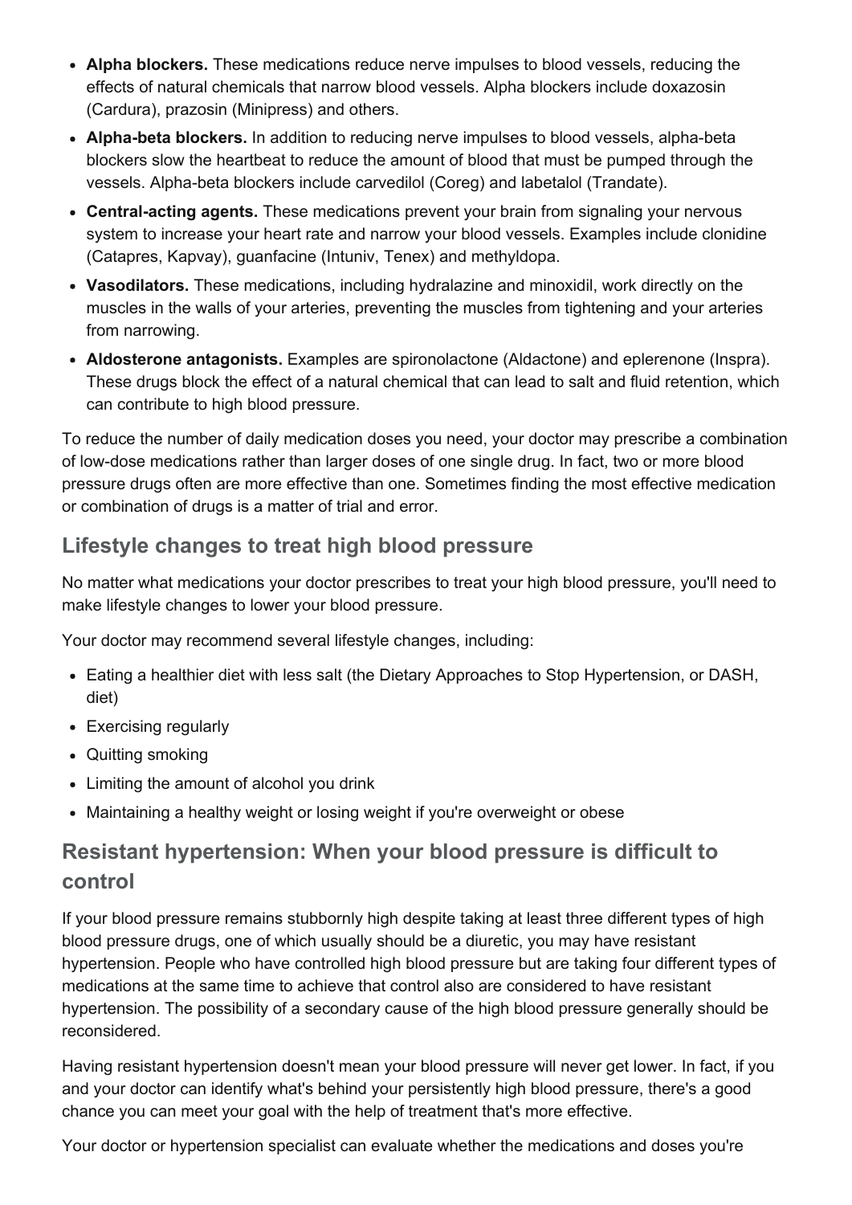- **Alpha blockers.** These medications reduce nerve impulses to blood vessels, reducing the effects of natural chemicals that narrow blood vessels. Alpha blockers include doxazosin (Cardura), prazosin (Minipress) and others.
- **Alpha-beta blockers.** In addition to reducing nerve impulses to blood vessels, alpha-beta blockers slow the heartbeat to reduce the amount of blood that must be pumped through the vessels. Alpha-beta blockers include carvedilol (Coreg) and labetalol (Trandate).
- **Central-acting agents.** These medications prevent your brain from signaling your nervous system to increase your heart rate and narrow your blood vessels. Examples include clonidine (Catapres, Kapvay), guanfacine (Intuniv, Tenex) and methyldopa.
- **Vasodilators.** These medications, including hydralazine and minoxidil, work directly on the muscles in the walls of your arteries, preventing the muscles from tightening and your arteries from narrowing.
- **Aldosterone antagonists.** Examples are spironolactone (Aldactone) and eplerenone (Inspra). These drugs block the effect of a natural chemical that can lead to salt and fluid retention, which can contribute to high blood pressure.

To reduce the number of daily medication doses you need, your doctor may prescribe a combination of low-dose medications rather than larger doses of one single drug. In fact, two or more blood pressure drugs often are more effective than one. Sometimes finding the most effective medication or combination of drugs is a matter of trial and error.

## Lifestyle changes to treat high blood pressure

No matter what medications your doctor prescribes to treat your high blood pressure, you'll need to make lifestyle changes to lower your blood pressure.

Your doctor may recommend several lifestyle changes, including:

- Eating a healthier diet with less salt (the Dietary Approaches to Stop Hypertension, or DASH, diet)
- Exercising regularly
- Quitting smoking
- Limiting the amount of alcohol you drink
- Maintaining a healthy weight or losing weight if you're overweight or obese

## Resistant hypertension: When your blood pressure is difficult to control

If your blood pressure remains stubbornly high despite taking at least three different types of high blood pressure drugs, one of which usually should be a diuretic, you may have resistant hypertension. People who have controlled high blood pressure but are taking four different types of medications at the same time to achieve that control also are considered to have resistant hypertension. The possibility of a secondary cause of the high blood pressure generally should be reconsidered.

Having resistant hypertension doesn't mean your blood pressure will never get lower. In fact, if you and your doctor can identify what's behind your persistently high blood pressure, there's a good chance you can meet your goal with the help of treatment that's more effective.

Your doctor or hypertension specialist can evaluate whether the medications and doses you're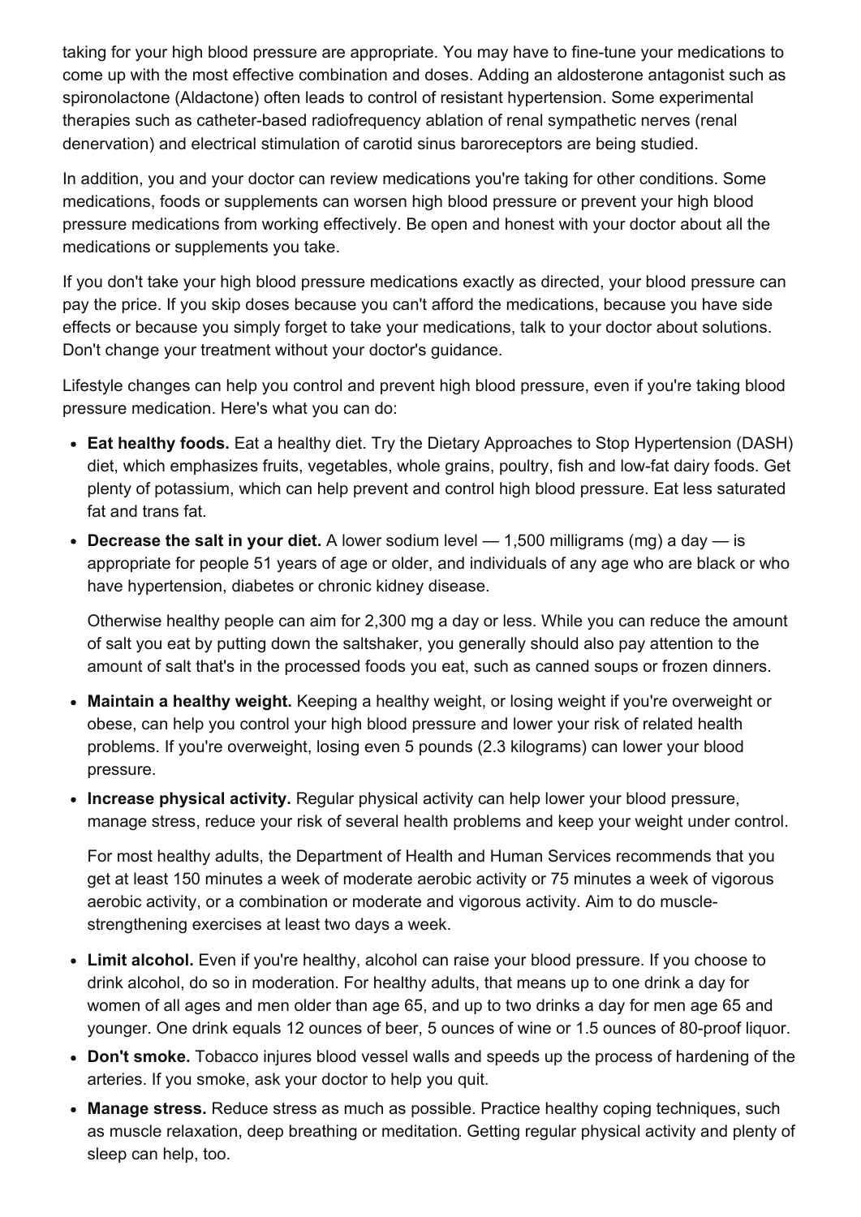taking for your high blood pressure are appropriate. You may have to fine-tune your medications to come up with the most effective combination and doses. Adding an aldosterone antagonist such as spironolactone (Aldactone) often leads to control of resistant hypertension. Some experimental therapies such as catheter-based radiofrequency ablation of renal sympathetic nerves (renal denervation) and electrical stimulation of carotid sinus baroreceptors are being studied.

In addition, you and your doctor can review medications you're taking for other conditions. Some medications, foods or supplements can worsen high blood pressure or prevent your high blood pressure medications from working effectively. Be open and honest with your doctor about all the medications or supplements you take.

If you don't take your high blood pressure medications exactly as directed, your blood pressure can pay the price. If you skip doses because you can't afford the medications, because you have side effects or because you simply forget to take your medications, talk to your doctor about solutions. Don't change your treatment without your doctor's guidance.

Lifestyle changes can help you control and prevent high blood pressure, even if you're taking blood pressure medication. Here's what you can do:

- **Eat healthy foods.** Eat a healthy diet. Try the Dietary Approaches to Stop Hypertension (DASH) diet, which emphasizes fruits, vegetables, whole grains, poultry, fish and low-fat dairy foods. Get plenty of potassium, which can help prevent and control high blood pressure. Eat less saturated fat and trans fat.
- **Decrease the salt in your diet.** A lower sodium level — 1,500 milligrams (mg) a day — is appropriate for people 51 years of age or older, and individuals of any age who are black or who have hypertension, diabetes or chronic kidney disease.

  Otherwise healthy people can aim for 2,300 mg a day or less. While you can reduce the amount of salt you eat by putting down the saltshaker, you generally should also pay attention to the amount of salt that's in the processed foods you eat, such as canned soups or frozen dinners.
- **Maintain a healthy weight.** Keeping a healthy weight, or losing weight if you're overweight or obese, can help you control your high blood pressure and lower your risk of related health problems. If you're overweight, losing even 5 pounds (2.3 kilograms) can lower your blood pressure.
- **Increase physical activity.** Regular physical activity can help lower your blood pressure, manage stress, reduce your risk of several health problems and keep your weight under control.

  For most healthy adults, the Department of Health and Human Services recommends that you get at least 150 minutes a week of moderate aerobic activity or 75 minutes a week of vigorous aerobic activity, or a combination or moderate and vigorous activity. Aim to do muscle-strengthening exercises at least two days a week.
- **Limit alcohol.** Even if you're healthy, alcohol can raise your blood pressure. If you choose to drink alcohol, do so in moderation. For healthy adults, that means up to one drink a day for women of all ages and men older than age 65, and up to two drinks a day for men age 65 and younger. One drink equals 12 ounces of beer, 5 ounces of wine or 1.5 ounces of 80-proof liquor.
- **Don't smoke.** Tobacco injures blood vessel walls and speeds up the process of hardening of the arteries. If you smoke, ask your doctor to help you quit.
- **Manage stress.** Reduce stress as much as possible. Practice healthy coping techniques, such as muscle relaxation, deep breathing or meditation. Getting regular physical activity and plenty of sleep can help, too.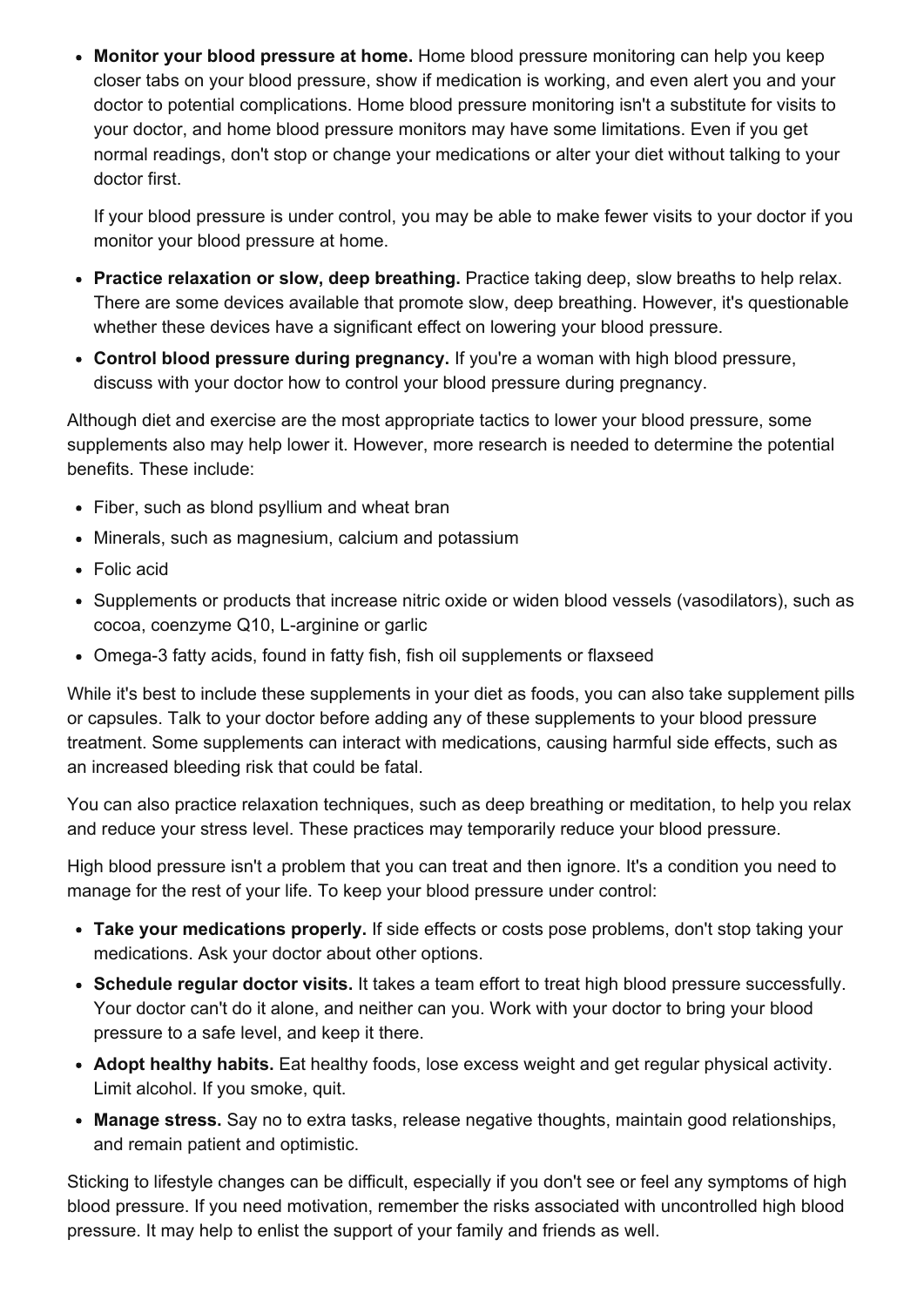- **Monitor your blood pressure at home.** Home blood pressure monitoring can help you keep closer tabs on your blood pressure, show if medication is working, and even alert you and your doctor to potential complications. Home blood pressure monitoring isn't a substitute for visits to your doctor, and home blood pressure monitors may have some limitations. Even if you get normal readings, don't stop or change your medications or alter your diet without talking to your doctor first.

  If your blood pressure is under control, you may be able to make fewer visits to your doctor if you monitor your blood pressure at home.

- **Practice relaxation or slow, deep breathing.** Practice taking deep, slow breaths to help relax. There are some devices available that promote slow, deep breathing. However, it's questionable whether these devices have a significant effect on lowering your blood pressure.
- **Control blood pressure during pregnancy.** If you're a woman with high blood pressure, discuss with your doctor how to control your blood pressure during pregnancy.

Although diet and exercise are the most appropriate tactics to lower your blood pressure, some supplements also may help lower it. However, more research is needed to determine the potential benefits. These include:

- Fiber, such as blond psyllium and wheat bran
- Minerals, such as magnesium, calcium and potassium
- Folic acid
- Supplements or products that increase nitric oxide or widen blood vessels (vasodilators), such as cocoa, coenzyme Q10, L-arginine or garlic
- Omega-3 fatty acids, found in fatty fish, fish oil supplements or flaxseed

While it's best to include these supplements in your diet as foods, you can also take supplement pills or capsules. Talk to your doctor before adding any of these supplements to your blood pressure treatment. Some supplements can interact with medications, causing harmful side effects, such as an increased bleeding risk that could be fatal.

You can also practice relaxation techniques, such as deep breathing or meditation, to help you relax and reduce your stress level. These practices may temporarily reduce your blood pressure.

High blood pressure isn't a problem that you can treat and then ignore. It's a condition you need to manage for the rest of your life. To keep your blood pressure under control:

- **Take your medications properly.** If side effects or costs pose problems, don't stop taking your medications. Ask your doctor about other options.
- **Schedule regular doctor visits.** It takes a team effort to treat high blood pressure successfully. Your doctor can't do it alone, and neither can you. Work with your doctor to bring your blood pressure to a safe level, and keep it there.
- **Adopt healthy habits.** Eat healthy foods, lose excess weight and get regular physical activity. Limit alcohol. If you smoke, quit.
- **Manage stress.** Say no to extra tasks, release negative thoughts, maintain good relationships, and remain patient and optimistic.

Sticking to lifestyle changes can be difficult, especially if you don't see or feel any symptoms of high blood pressure. If you need motivation, remember the risks associated with uncontrolled high blood pressure. It may help to enlist the support of your family and friends as well.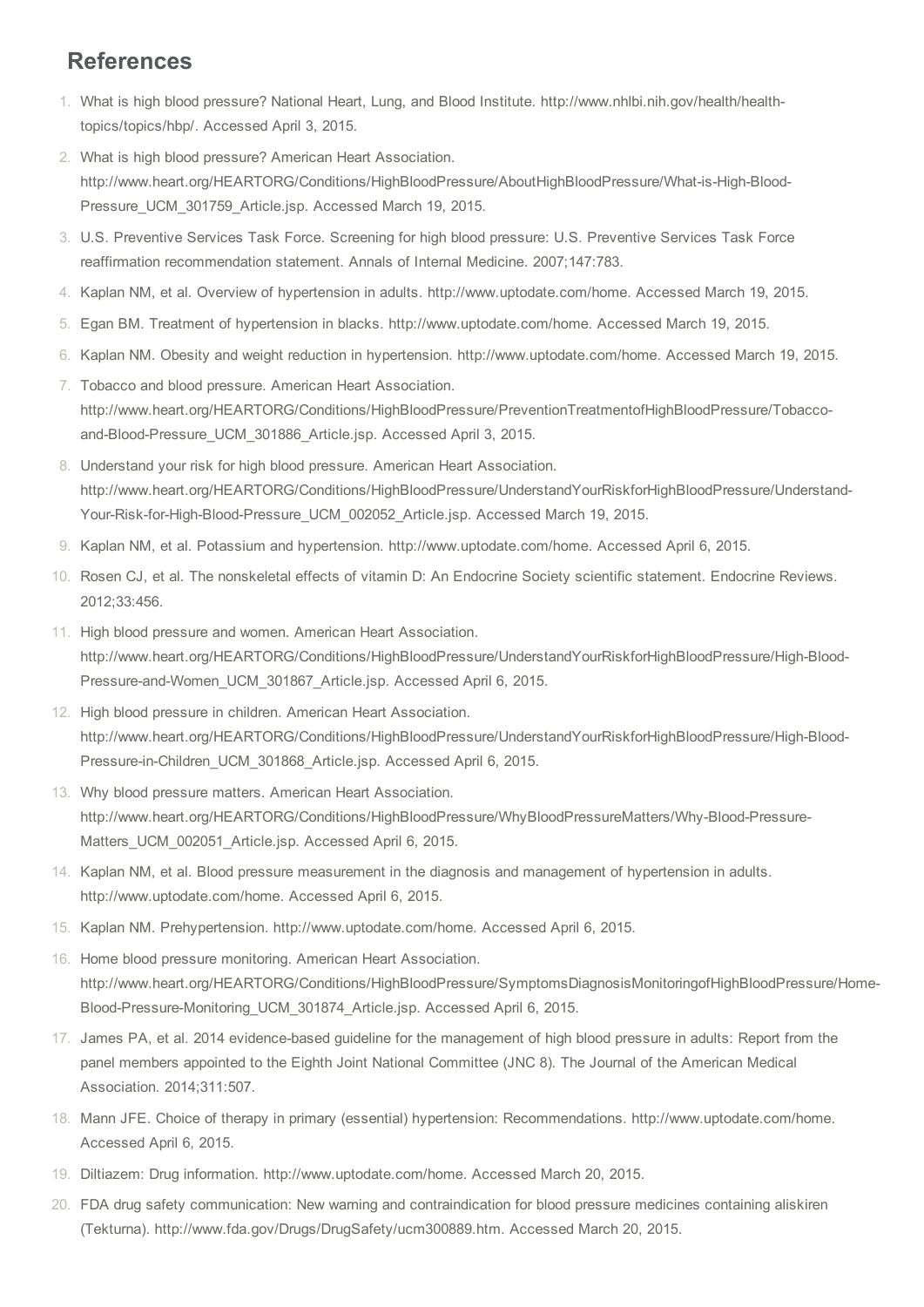## References

1. What is high blood pressure? National Heart, Lung, and Blood Institute. http://www.nhlbi.nih.gov/health/health-topics/topics/hbp/. Accessed April 3, 2015.
2. What is high blood pressure? American Heart Association. http://www.heart.org/HEARTORG/Conditions/HighBloodPressure/AboutHighBloodPressure/What-is-High-Blood-Pressure_UCM_301759_Article.jsp. Accessed March 19, 2015.
3. U.S. Preventive Services Task Force. Screening for high blood pressure: U.S. Preventive Services Task Force reaffirmation recommendation statement. Annals of Internal Medicine. 2007;147:783.
4. Kaplan NM, et al. Overview of hypertension in adults. http://www.uptodate.com/home. Accessed March 19, 2015.
5. Egan BM. Treatment of hypertension in blacks. http://www.uptodate.com/home. Accessed March 19, 2015.
6. Kaplan NM. Obesity and weight reduction in hypertension. http://www.uptodate.com/home. Accessed March 19, 2015.
7. Tobacco and blood pressure. American Heart Association. http://www.heart.org/HEARTORG/Conditions/HighBloodPressure/PreventionTreatmentofHighBloodPressure/Tobacco-and-Blood-Pressure_UCM_301886_Article.jsp. Accessed April 3, 2015.
8. Understand your risk for high blood pressure. American Heart Association. http://www.heart.org/HEARTORG/Conditions/HighBloodPressure/UnderstandYourRiskforHighBloodPressure/Understand-Your-Risk-for-High-Blood-Pressure_UCM_002052_Article.jsp. Accessed March 19, 2015.
9. Kaplan NM, et al. Potassium and hypertension. http://www.uptodate.com/home. Accessed April 6, 2015.
10. Rosen CJ, et al. The nonskeletal effects of vitamin D: An Endocrine Society scientific statement. Endocrine Reviews. 2012;33:456.
11. High blood pressure and women. American Heart Association. http://www.heart.org/HEARTORG/Conditions/HighBloodPressure/UnderstandYourRiskforHighBloodPressure/High-Blood-Pressure-and-Women_UCM_301867_Article.jsp. Accessed April 6, 2015.
12. High blood pressure in children. American Heart Association. http://www.heart.org/HEARTORG/Conditions/HighBloodPressure/UnderstandYourRiskforHighBloodPressure/High-Blood-Pressure-in-Children_UCM_301868_Article.jsp. Accessed April 6, 2015.
13. Why blood pressure matters. American Heart Association. http://www.heart.org/HEARTORG/Conditions/HighBloodPressure/WhyBloodPressureMatters/Why-Blood-Pressure-Matters_UCM_002051_Article.jsp. Accessed April 6, 2015.
14. Kaplan NM, et al. Blood pressure measurement in the diagnosis and management of hypertension in adults. http://www.uptodate.com/home. Accessed April 6, 2015.
15. Kaplan NM. Prehypertension. http://www.uptodate.com/home. Accessed April 6, 2015.
16. Home blood pressure monitoring. American Heart Association. http://www.heart.org/HEARTORG/Conditions/HighBloodPressure/SymptomsDiagnosisMonitoringofHighBloodPressure/Home-Blood-Pressure-Monitoring_UCM_301874_Article.jsp. Accessed April 6, 2015.
17. James PA, et al. 2014 evidence-based guideline for the management of high blood pressure in adults: Report from the panel members appointed to the Eighth Joint National Committee (JNC 8). The Journal of the American Medical Association. 2014;311:507.
18. Mann JFE. Choice of therapy in primary (essential) hypertension: Recommendations. http://www.uptodate.com/home. Accessed April 6, 2015.
19. Diltiazem: Drug information. http://www.uptodate.com/home. Accessed March 20, 2015.
20. FDA drug safety communication: New warning and contraindication for blood pressure medicines containing aliskiren (Tekturna). http://www.fda.gov/Drugs/DrugSafety/ucm300889.htm. Accessed March 20, 2015.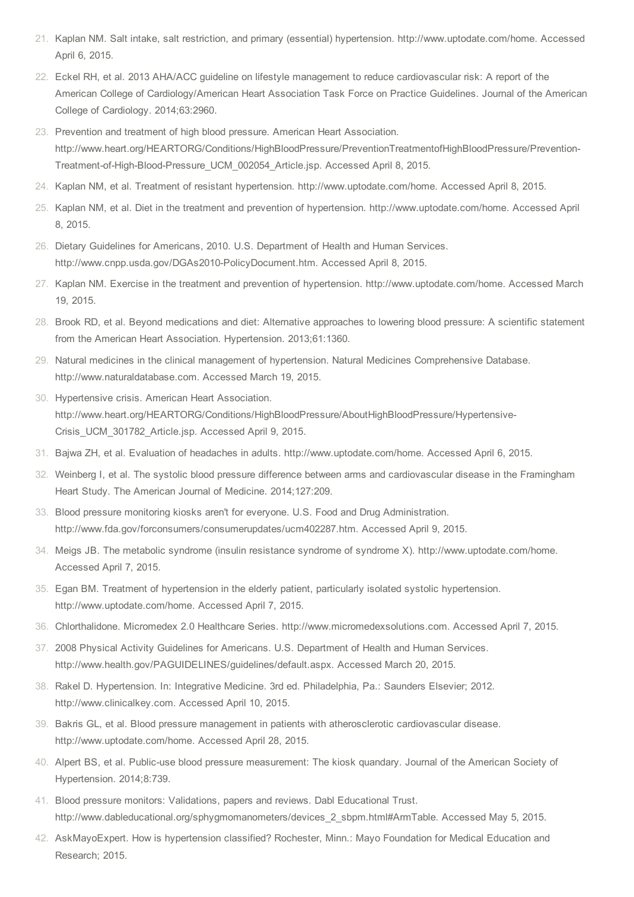21. Kaplan NM. Salt intake, salt restriction, and primary (essential) hypertension. http://www.uptodate.com/home. Accessed April 6, 2015.
22. Eckel RH, et al. 2013 AHA/ACC guideline on lifestyle management to reduce cardiovascular risk: A report of the American College of Cardiology/American Heart Association Task Force on Practice Guidelines. Journal of the American College of Cardiology. 2014;63:2960.
23. Prevention and treatment of high blood pressure. American Heart Association. http://www.heart.org/HEARTORG/Conditions/HighBloodPressure/PreventionTreatmentofHighBloodPressure/Prevention-Treatment-of-High-Blood-Pressure_UCM_002054_Article.jsp. Accessed April 8, 2015.
24. Kaplan NM, et al. Treatment of resistant hypertension. http://www.uptodate.com/home. Accessed April 8, 2015.
25. Kaplan NM, et al. Diet in the treatment and prevention of hypertension. http://www.uptodate.com/home. Accessed April 8, 2015.
26. Dietary Guidelines for Americans, 2010. U.S. Department of Health and Human Services. http://www.cnpp.usda.gov/DGAs2010-PolicyDocument.htm. Accessed April 8, 2015.
27. Kaplan NM. Exercise in the treatment and prevention of hypertension. http://www.uptodate.com/home. Accessed March 19, 2015.
28. Brook RD, et al. Beyond medications and diet: Alternative approaches to lowering blood pressure: A scientific statement from the American Heart Association. Hypertension. 2013;61:1360.
29. Natural medicines in the clinical management of hypertension. Natural Medicines Comprehensive Database. http://www.naturaldatabase.com. Accessed March 19, 2015.
30. Hypertensive crisis. American Heart Association. http://www.heart.org/HEARTORG/Conditions/HighBloodPressure/AboutHighBloodPressure/Hypertensive-Crisis_UCM_301782_Article.jsp. Accessed April 9, 2015.
31. Bajwa ZH, et al. Evaluation of headaches in adults. http://www.uptodate.com/home. Accessed April 6, 2015.
32. Weinberg I, et al. The systolic blood pressure difference between arms and cardiovascular disease in the Framingham Heart Study. The American Journal of Medicine. 2014;127:209.
33. Blood pressure monitoring kiosks aren't for everyone. U.S. Food and Drug Administration. http://www.fda.gov/forconsumers/consumerupdates/ucm402287.htm. Accessed April 9, 2015.
34. Meigs JB. The metabolic syndrome (insulin resistance syndrome of syndrome X). http://www.uptodate.com/home. Accessed April 7, 2015.
35. Egan BM. Treatment of hypertension in the elderly patient, particularly isolated systolic hypertension. http://www.uptodate.com/home. Accessed April 7, 2015.
36. Chlorthalidone. Micromedex 2.0 Healthcare Series. http://www.micromedexsolutions.com. Accessed April 7, 2015.
37. 2008 Physical Activity Guidelines for Americans. U.S. Department of Health and Human Services. http://www.health.gov/PAGUIDELINES/guidelines/default.aspx. Accessed March 20, 2015.
38. Rakel D. Hypertension. In: Integrative Medicine. 3rd ed. Philadelphia, Pa.: Saunders Elsevier; 2012. http://www.clinicalkey.com. Accessed April 10, 2015.
39. Bakris GL, et al. Blood pressure management in patients with atherosclerotic cardiovascular disease. http://www.uptodate.com/home. Accessed April 28, 2015.
40. Alpert BS, et al. Public-use blood pressure measurement: The kiosk quandary. Journal of the American Society of Hypertension. 2014;8:739.
41. Blood pressure monitors: Validations, papers and reviews. Dabl Educational Trust. http://www.dableducational.org/sphygmomanometers/devices_2_sbpm.html#ArmTable. Accessed May 5, 2015.
42. AskMayoExpert. How is hypertension classified? Rochester, Minn.: Mayo Foundation for Medical Education and Research; 2015.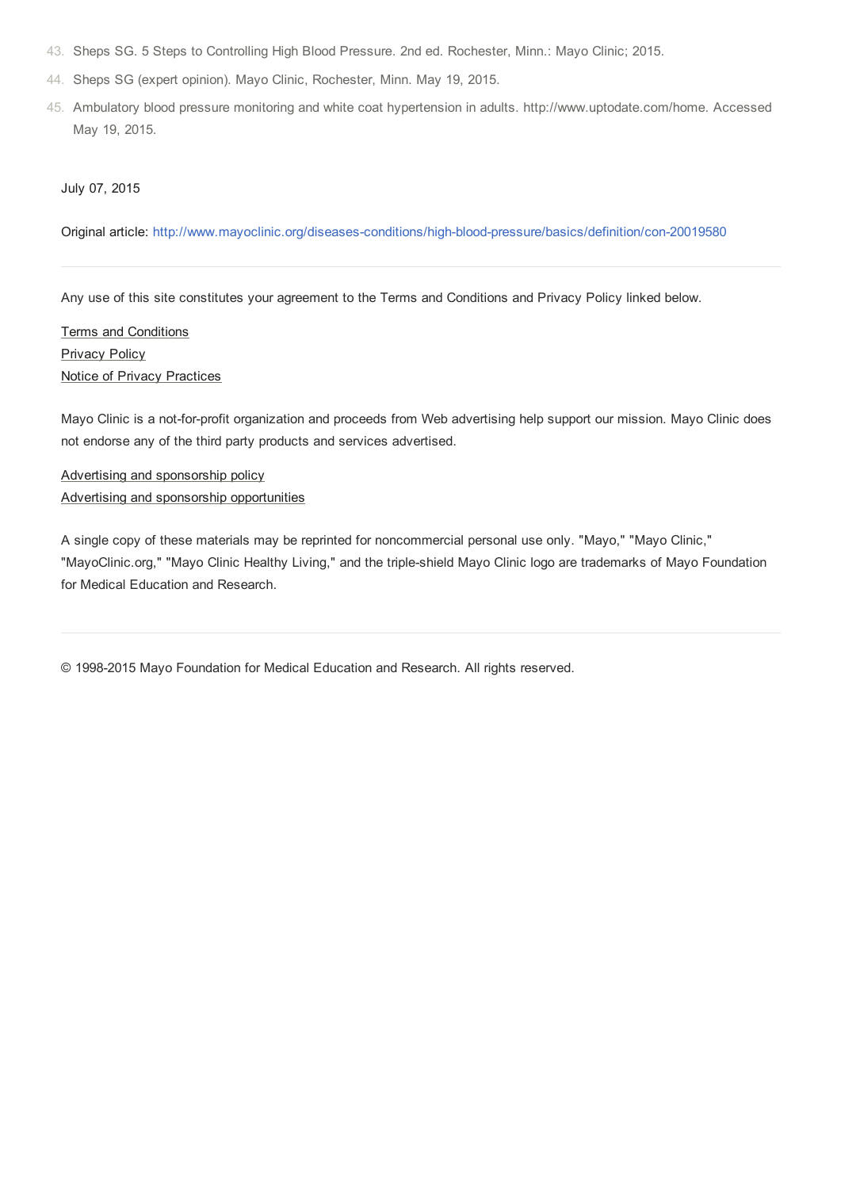43. Sheps SG. 5 Steps to Controlling High Blood Pressure. 2nd ed. Rochester, Minn.: Mayo Clinic; 2015.
44. Sheps SG (expert opinion). Mayo Clinic, Rochester, Minn. May 19, 2015.
45. Ambulatory blood pressure monitoring and white coat hypertension in adults. http://www.uptodate.com/home. Accessed May 19, 2015.

July 07, 2015

Original article: http://www.mayoclinic.org/diseases-conditions/high-blood-pressure/basics/definition/con-20019580

---

Any use of this site constitutes your agreement to the Terms and Conditions and Privacy Policy linked below.

Terms and Conditions
Privacy Policy
Notice of Privacy Practices

Mayo Clinic is a not-for-profit organization and proceeds from Web advertising help support our mission. Mayo Clinic does not endorse any of the third party products and services advertised.

Advertising and sponsorship policy
Advertising and sponsorship opportunities

A single copy of these materials may be reprinted for noncommercial personal use only. "Mayo," "Mayo Clinic," "MayoClinic.org," "Mayo Clinic Healthy Living," and the triple-shield Mayo Clinic logo are trademarks of Mayo Foundation for Medical Education and Research.

---

© 1998-2015 Mayo Foundation for Medical Education and Research. All rights reserved.